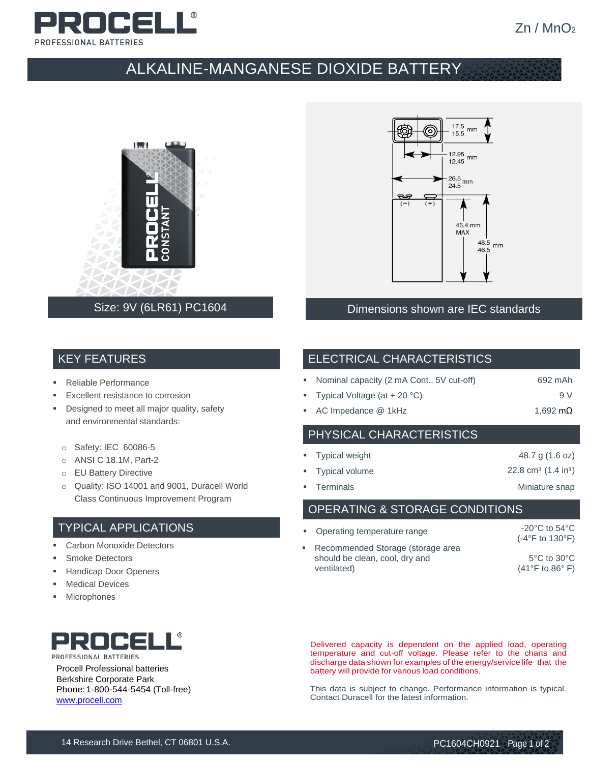# PROCELL

PROFESSIONAL BATTERIES

$Zn / MnO_2$

## ALKALINE-MANGANESE DIOXIDE BATTERY

Size: 9V (6LR61) PC1604

Dimensions shown are IEC standards

## KEY FEATURES

- Reliable Performance
- Excellent resistance to corrosion
- Designed to meet all major quality, safety and environmental standards:
  - Safety: IEC 60086-5
  - ANSI C 18.1M, Part-2
  - EU Battery Directive
  - Quality: ISO 14001 and 9001, Duracell World Class Continuous Improvement Program

## TYPICAL APPLICATIONS

- Carbon Monoxide Detectors
- Smoke Detectors
- Handicap Door Openers
- Medical Devices
- Microphones

## ELECTRICAL CHARACTERISTICS

| | |
|---|---|
| Nominal capacity (2 mA Cont., 5V cut-off) | 692 mAh |
| Typical Voltage (at + 20 °C) | 9 V |
| AC Impedance @ 1kHz | 1,692 mΩ |

## PHYSICAL CHARACTERISTICS

| | |
|---|---|
| Typical weight | 48.7 g (1.6 oz) |
| Typical volume | 22.8 $cm^3$ (1.4 $in^3$) |
| Terminals | Miniature snap |

## OPERATING & STORAGE CONDITIONS

| | |
|---|---|
| Operating temperature range | -20°C to 54°C (-4°F to 130°F) |
| Recommended Storage (storage area should be clean, cool, dry and ventilated) | 5°C to 30°C (41°F to 86° F) |

PROCELL

PROFESSIONAL BATTERIES

Procell Professional batteries
Berkshire Corporate Park
Phone: 1-800-544-5454 (Toll-free)
www.procell.com

Delivered capacity is dependent on the applied load, operating temperature and cut-off voltage. Please refer to the charts and discharge data shown for examples of the energy/service life that the battery will provide for various load conditions.

This data is subject to change. Performance information is typical. Contact Duracell for the latest information.

14 Research Drive Bethel, CT 06801 U.S.A.

PC1604CH0921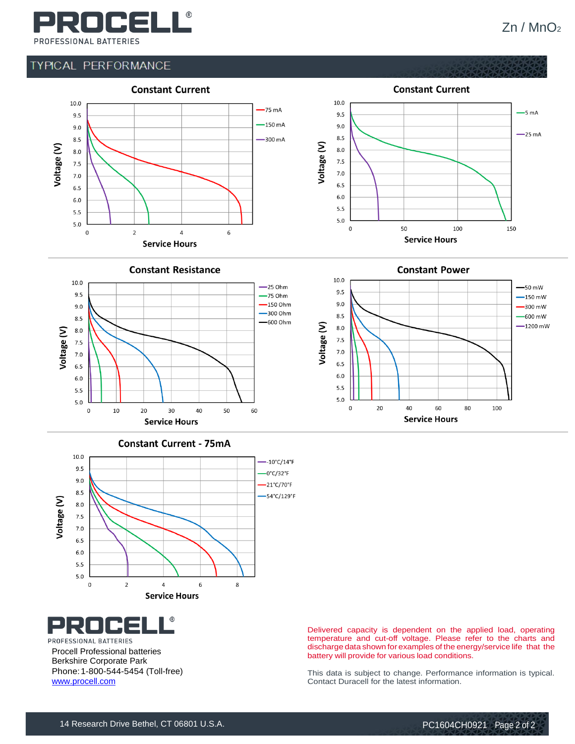PROCELL®
PROFESSIONAL BATTERIES

Zn / $MnO_2$

## TYPICAL PERFORMANCE

### Constant Current

10.0
9.5
9.0
8.5
8.0
7.5
7.0
6.5
6.0
5.5
5.0

Voltage (V)

0
2
4
6

Service Hours

75 mA
150 mA
300 mA

### Constant Current

10.0
9.5
9.0
8.5
8.0
7.5
7.0
6.5
6.0
5.5
5.0

Voltage (V)

0
50
100
150

Service Hours

5 mA
25 mA

### Constant Resistance

10.0
9.5
9.0
8.5
8.0
7.5
7.0
6.5
6.0
5.5
5.0

Voltage (V)

0
10
20
30
40
50
60

Service Hours

25 Ohm
75 Ohm
150 Ohm
300 Ohm
600 Ohm

### Constant Power

10.0
9.5
9.0
8.5
8.0
7.5
7.0
6.5
6.0
5.5
5.0

Voltage (V)

0
20
40
60
80
100

Service Hours

50 mW
150 mW
300 mW
600 mW
1200 mW

### Constant Current - 75mA

10.0
9.5
9.0
8.5
8.0
7.5
7.0
6.5
6.0
5.5
5.0

Voltage (V)

0
2
4
6
8

Service Hours

-10°C/14°F
0°C/32°F
21°C/70°F
54°C/129°F

PROCELL®
PROFESSIONAL BATTERIES

Procell Professional batteries
Berkshire Corporate Park
Phone: 1-800-544-5454 (Toll-free)
www.procell.com

Delivered capacity is dependent on the applied load, operating temperature and cut-off voltage. Please refer to the charts and discharge data shown for examples of the energy/service life that the battery will provide for various load conditions.

This data is subject to change. Performance information is typical. Contact Duracell for the latest information.

14 Research Drive Bethel, CT 06801 U.S.A.

PC1604CH0921